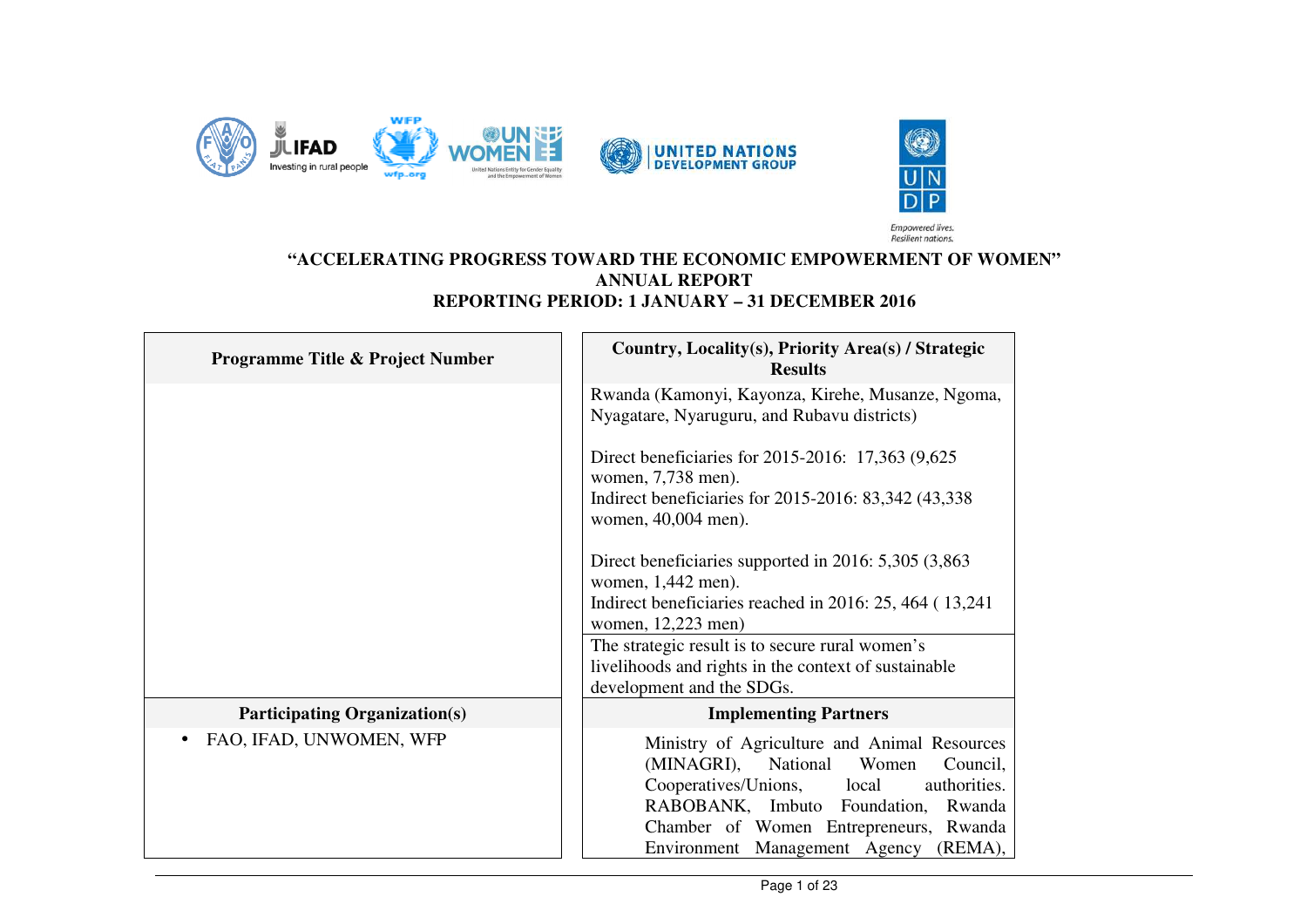# "ACCELERATING PROGRESS TOWARD THE ECONOMIC EMPOWERMENT OF WOMEN"

## ANNUAL REPORT

## REPORTING PERIOD: 1 JANUARY – 31 DECEMBER 2016

| **Programme Title & Project Number** | **Country, Locality(s), Priority Area(s) / Strategic Results** |
|---|---|
| | Rwanda (Kamonyi, Kayonza, Kirehe, Musanze, Ngoma, Nyagatare, Nyaruguru, and Rubavu districts)<br><br>Direct beneficiaries for 2015-2016: 17,363 (9,625 women, 7,738 men).<br>Indirect beneficiaries for 2015-2016: 83,342 (43,338 women, 40,004 men).<br><br>Direct beneficiaries supported in 2016: 5,305 (3,863 women, 1,442 men).<br>Indirect beneficiaries reached in 2016: 25, 464 ( 13,241 women, 12,223 men) |
| | The strategic result is to secure rural women's livelihoods and rights in the context of sustainable development and the SDGs. |
| **Participating Organization(s)** | **Implementing Partners** |
| • FAO, IFAD, UNWOMEN, WFP | Ministry of Agriculture and Animal Resources (MINAGRI), National Women Council, Cooperatives/Unions, local authorities. RABOBANK, Imbuto Foundation, Rwanda Chamber of Women Entrepreneurs, Rwanda Environment Management Agency (REMA), |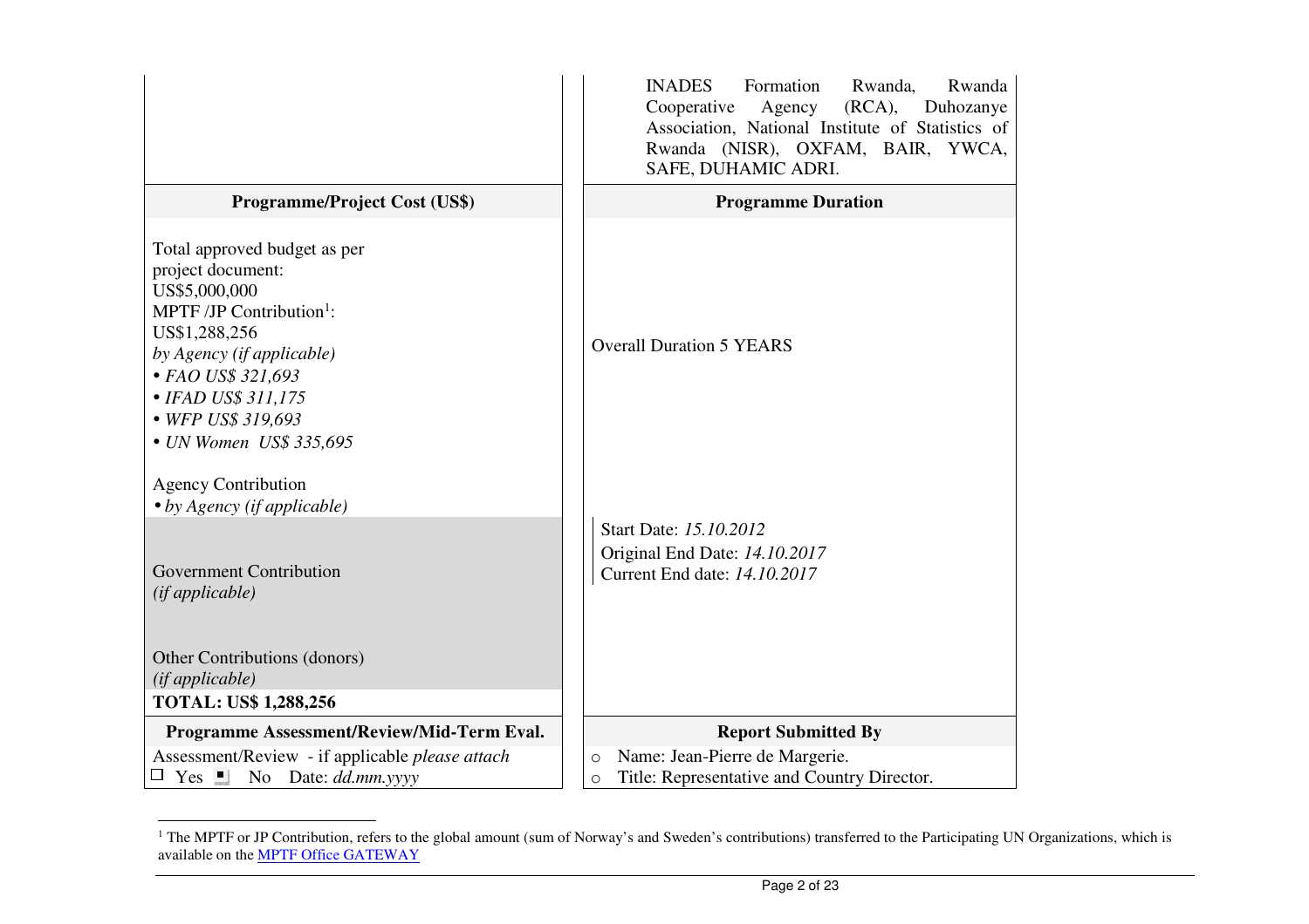| | |
|---|---|
| | INADES Formation Rwanda, Rwanda Cooperative Agency (RCA), Duhozanye Association, National Institute of Statistics of Rwanda (NISR), OXFAM, BAIR, YWCA, SAFE, DUHAMIC ADRI. |
| **Programme/Project Cost (US$)** | **Programme Duration** |
| Total approved budget as per project document: US$5,000,000<br>MPTF /JP Contribution[1]: US$1,288,256<br>*by Agency (if applicable)*<br>• *FAO US$ 321,693*<br>• *IFAD US$ 311,175*<br>• *WFP US$ 319,693*<br>• *UN Women US$ 335,695* | Overall Duration 5 YEARS |
| Agency Contribution<br>• *by Agency (if applicable)* | |
| Government Contribution<br>*(if applicable)* | Start Date: *15.10.2012*<br>Original End Date: *14.10.2017*<br>Current End date: *14.10.2017* |
| Other Contributions (donors)<br>*(if applicable)* | |
| **TOTAL: US$ 1,288,256** | |
| **Programme Assessment/Review/Mid-Term Eval.** | **Report Submitted By** |
| Assessment/Review - if applicable *please attach*<br>☐ Yes ■ No Date: *dd.mm.yyyy* | ○ Name: Jean-Pierre de Margerie.<br>○ Title: Representative and Country Director. |

[1] The MPTF or JP Contribution, refers to the global amount (sum of Norway's and Sweden's contributions) transferred to the Participating UN Organizations, which is available on the MPTF Office GATEWAY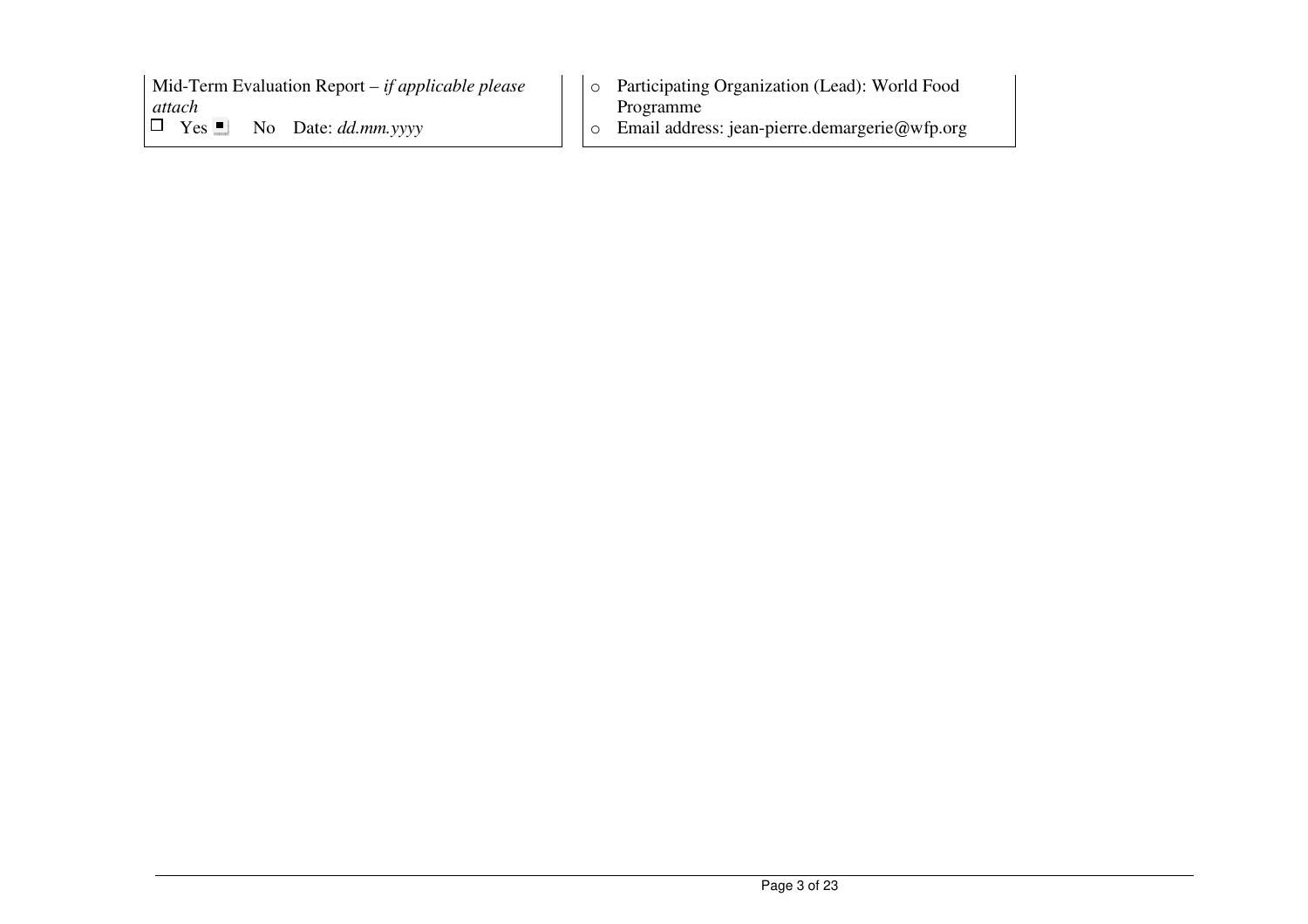| Mid-Term Evaluation Report – *if applicable please attach* ☐ Yes ■ No Date: *dd.mm.yyyy* | - Participating Organization (Lead): World Food Programme<br>- Email address: jean-pierre.demargerie@wfp.org |
| --- | --- |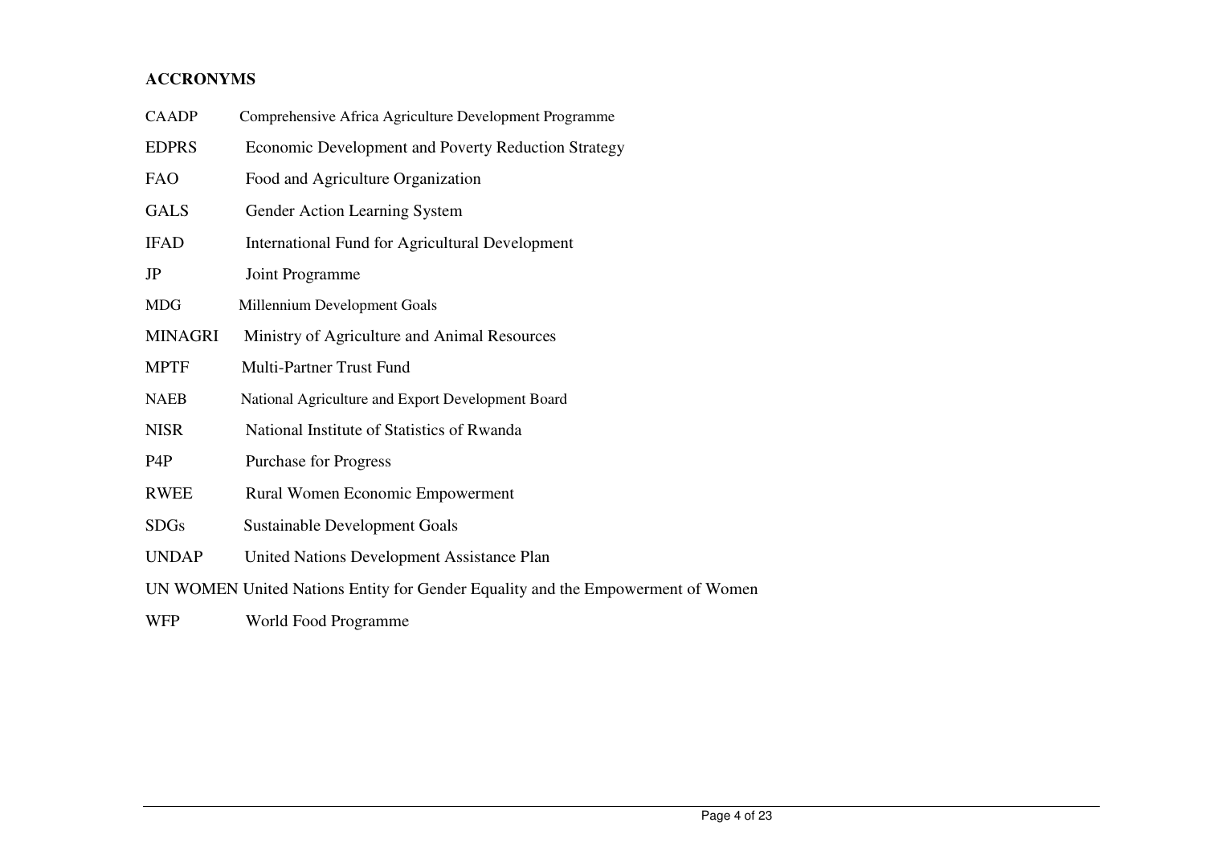## ACCRONYMS

| | |
|---|---|
| CAADP | Comprehensive Africa Agriculture Development Programme |
| EDPRS | Economic Development and Poverty Reduction Strategy |
| FAO | Food and Agriculture Organization |
| GALS | Gender Action Learning System |
| IFAD | International Fund for Agricultural Development |
| JP | Joint Programme |
| MDG | Millennium Development Goals |
| MINAGRI | Ministry of Agriculture and Animal Resources |
| MPTF | Multi-Partner Trust Fund |
| NAEB | National Agriculture and Export Development Board |
| NISR | National Institute of Statistics of Rwanda |
| P4P | Purchase for Progress |
| RWEE | Rural Women Economic Empowerment |
| SDGs | Sustainable Development Goals |
| UNDAP | United Nations Development Assistance Plan |
| UN WOMEN | United Nations Entity for Gender Equality and the Empowerment of Women |
| WFP | World Food Programme |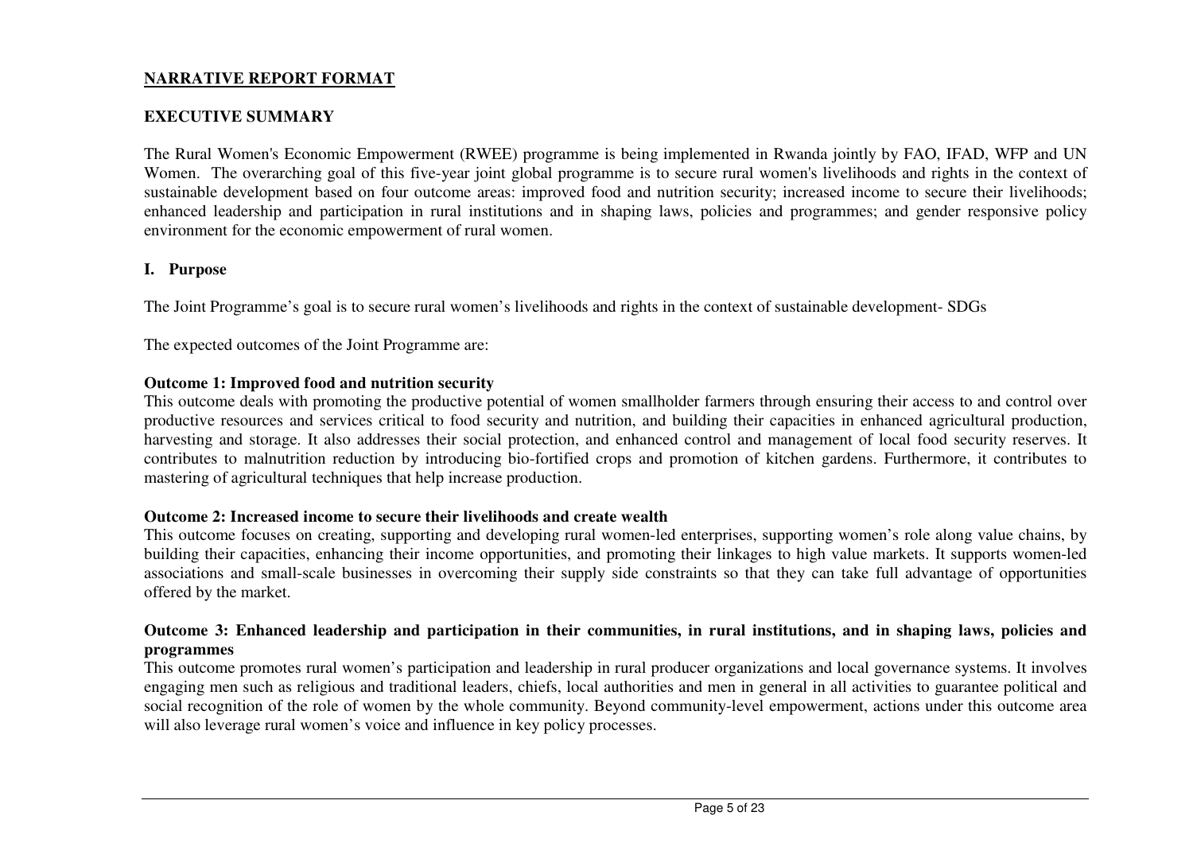## NARRATIVE REPORT FORMAT

### EXECUTIVE SUMMARY

The Rural Women's Economic Empowerment (RWEE) programme is being implemented in Rwanda jointly by FAO, IFAD, WFP and UN Women. The overarching goal of this five-year joint global programme is to secure rural women's livelihoods and rights in the context of sustainable development based on four outcome areas: improved food and nutrition security; increased income to secure their livelihoods; enhanced leadership and participation in rural institutions and in shaping laws, policies and programmes; and gender responsive policy environment for the economic empowerment of rural women.

### I. Purpose

The Joint Programme's goal is to secure rural women's livelihoods and rights in the context of sustainable development- SDGs

The expected outcomes of the Joint Programme are:

**Outcome 1: Improved food and nutrition security**
This outcome deals with promoting the productive potential of women smallholder farmers through ensuring their access to and control over productive resources and services critical to food security and nutrition, and building their capacities in enhanced agricultural production, harvesting and storage. It also addresses their social protection, and enhanced control and management of local food security reserves. It contributes to malnutrition reduction by introducing bio-fortified crops and promotion of kitchen gardens. Furthermore, it contributes to mastering of agricultural techniques that help increase production.

**Outcome 2: Increased income to secure their livelihoods and create wealth**
This outcome focuses on creating, supporting and developing rural women-led enterprises, supporting women's role along value chains, by building their capacities, enhancing their income opportunities, and promoting their linkages to high value markets. It supports women-led associations and small-scale businesses in overcoming their supply side constraints so that they can take full advantage of opportunities offered by the market.

**Outcome 3: Enhanced leadership and participation in their communities, in rural institutions, and in shaping laws, policies and programmes**
This outcome promotes rural women's participation and leadership in rural producer organizations and local governance systems. It involves engaging men such as religious and traditional leaders, chiefs, local authorities and men in general in all activities to guarantee political and social recognition of the role of women by the whole community. Beyond community-level empowerment, actions under this outcome area will also leverage rural women's voice and influence in key policy processes.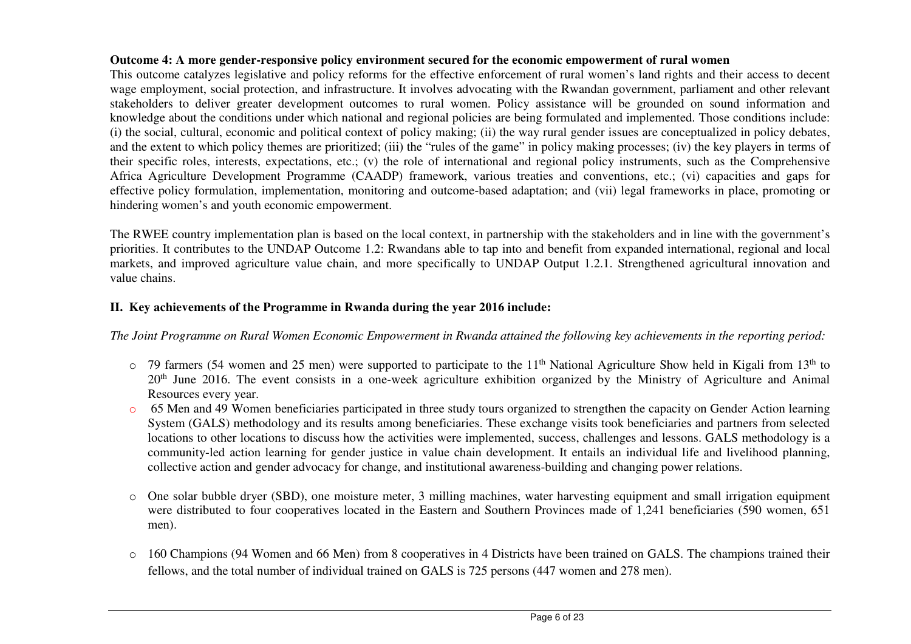**Outcome 4: A more gender-responsive policy environment secured for the economic empowerment of rural women**

This outcome catalyzes legislative and policy reforms for the effective enforcement of rural women's land rights and their access to decent wage employment, social protection, and infrastructure. It involves advocating with the Rwandan government, parliament and other relevant stakeholders to deliver greater development outcomes to rural women. Policy assistance will be grounded on sound information and knowledge about the conditions under which national and regional policies are being formulated and implemented. Those conditions include: (i) the social, cultural, economic and political context of policy making; (ii) the way rural gender issues are conceptualized in policy debates, and the extent to which policy themes are prioritized; (iii) the "rules of the game" in policy making processes; (iv) the key players in terms of their specific roles, interests, expectations, etc.; (v) the role of international and regional policy instruments, such as the Comprehensive Africa Agriculture Development Programme (CAADP) framework, various treaties and conventions, etc.; (vi) capacities and gaps for effective policy formulation, implementation, monitoring and outcome-based adaptation; and (vii) legal frameworks in place, promoting or hindering women's and youth economic empowerment.

The RWEE country implementation plan is based on the local context, in partnership with the stakeholders and in line with the government's priorities. It contributes to the UNDAP Outcome 1.2: Rwandans able to tap into and benefit from expanded international, regional and local markets, and improved agriculture value chain, and more specifically to UNDAP Output 1.2.1. Strengthened agricultural innovation and value chains.

## II. Key achievements of the Programme in Rwanda during the year 2016 include:

*The Joint Programme on Rural Women Economic Empowerment in Rwanda attained the following key achievements in the reporting period:*

- 79 farmers (54 women and 25 men) were supported to participate to the 11th National Agriculture Show held in Kigali from 13th to 20th June 2016. The event consists in a one-week agriculture exhibition organized by the Ministry of Agriculture and Animal Resources every year.
- 65 Men and 49 Women beneficiaries participated in three study tours organized to strengthen the capacity on Gender Action learning System (GALS) methodology and its results among beneficiaries. These exchange visits took beneficiaries and partners from selected locations to other locations to discuss how the activities were implemented, success, challenges and lessons. GALS methodology is a community-led action learning for gender justice in value chain development. It entails an individual life and livelihood planning, collective action and gender advocacy for change, and institutional awareness-building and changing power relations.
- One solar bubble dryer (SBD), one moisture meter, 3 milling machines, water harvesting equipment and small irrigation equipment were distributed to four cooperatives located in the Eastern and Southern Provinces made of 1,241 beneficiaries (590 women, 651 men).
- 160 Champions (94 Women and 66 Men) from 8 cooperatives in 4 Districts have been trained on GALS. The champions trained their fellows, and the total number of individual trained on GALS is 725 persons (447 women and 278 men).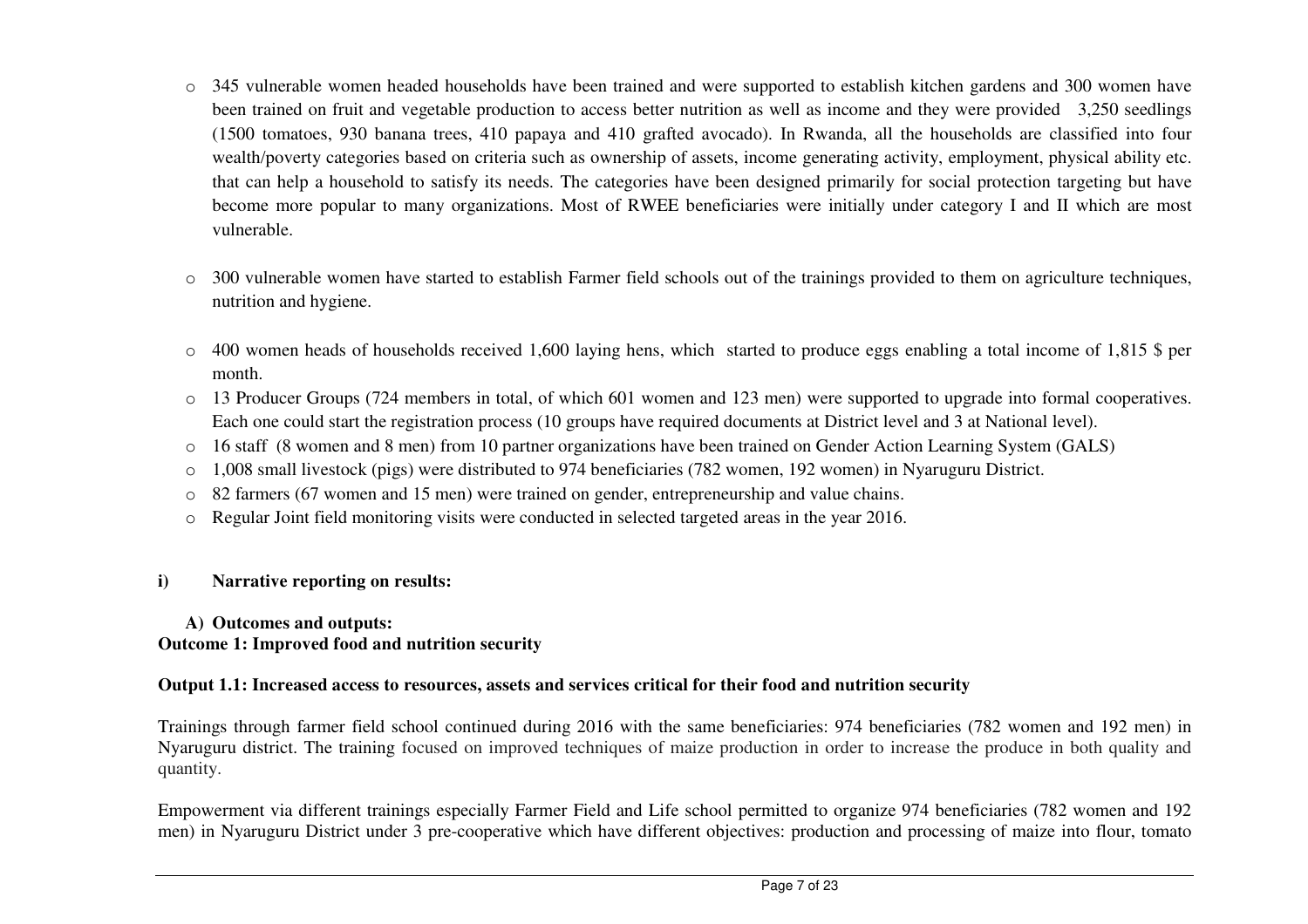- 345 vulnerable women headed households have been trained and were supported to establish kitchen gardens and 300 women have been trained on fruit and vegetable production to access better nutrition as well as income and they were provided 3,250 seedlings (1500 tomatoes, 930 banana trees, 410 papaya and 410 grafted avocado). In Rwanda, all the households are classified into four wealth/poverty categories based on criteria such as ownership of assets, income generating activity, employment, physical ability etc. that can help a household to satisfy its needs. The categories have been designed primarily for social protection targeting but have become more popular to many organizations. Most of RWEE beneficiaries were initially under category I and II which are most vulnerable.

- 300 vulnerable women have started to establish Farmer field schools out of the trainings provided to them on agriculture techniques, nutrition and hygiene.

- 400 women heads of households received 1,600 laying hens, which started to produce eggs enabling a total income of 1,815 $ per month.
- 13 Producer Groups (724 members in total, of which 601 women and 123 men) were supported to upgrade into formal cooperatives. Each one could start the registration process (10 groups have required documents at District level and 3 at National level).
- 16 staff (8 women and 8 men) from 10 partner organizations have been trained on Gender Action Learning System (GALS)
- 1,008 small livestock (pigs) were distributed to 974 beneficiaries (782 women, 192 women) in Nyaruguru District.
- 82 farmers (67 women and 15 men) were trained on gender, entrepreneurship and value chains.
- Regular Joint field monitoring visits were conducted in selected targeted areas in the year 2016.

**i) Narrative reporting on results:**

**A) Outcomes and outputs:**

**Outcome 1: Improved food and nutrition security**

**Output 1.1: Increased access to resources, assets and services critical for their food and nutrition security**

Trainings through farmer field school continued during 2016 with the same beneficiaries: 974 beneficiaries (782 women and 192 men) in Nyaruguru district. The training focused on improved techniques of maize production in order to increase the produce in both quality and quantity.

Empowerment via different trainings especially Farmer Field and Life school permitted to organize 974 beneficiaries (782 women and 192 men) in Nyaruguru District under 3 pre-cooperative which have different objectives: production and processing of maize into flour, tomato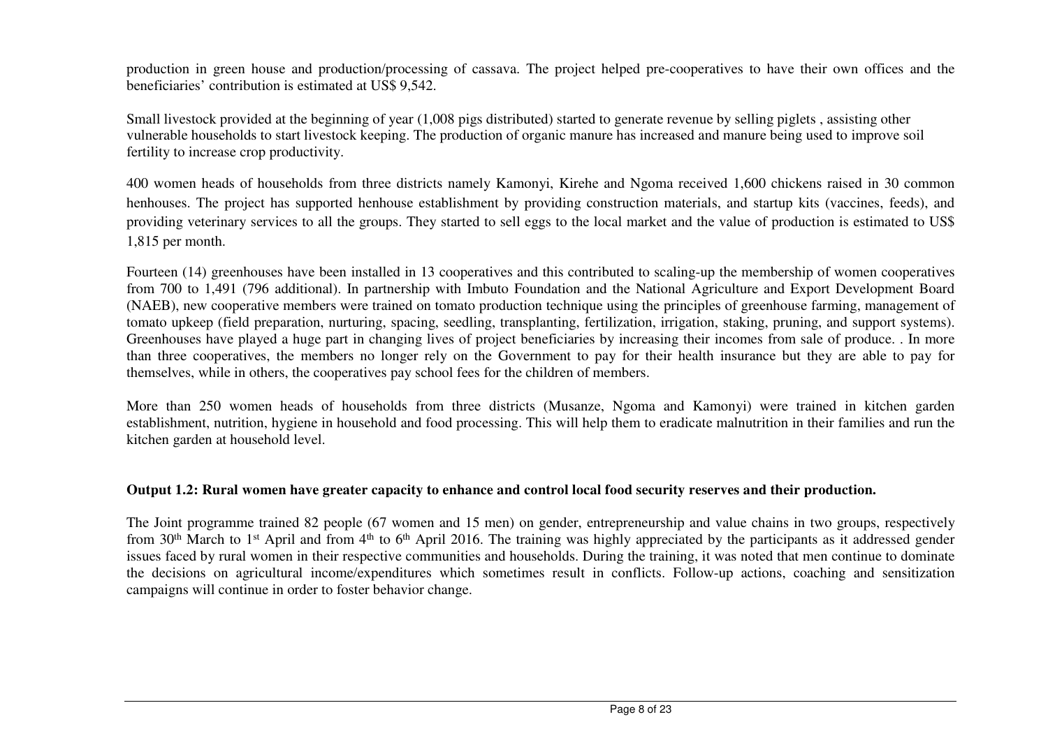production in green house and production/processing of cassava. The project helped pre-cooperatives to have their own offices and the beneficiaries' contribution is estimated at US$ 9,542.

Small livestock provided at the beginning of year (1,008 pigs distributed) started to generate revenue by selling piglets , assisting other vulnerable households to start livestock keeping. The production of organic manure has increased and manure being used to improve soil fertility to increase crop productivity.

400 women heads of households from three districts namely Kamonyi, Kirehe and Ngoma received 1,600 chickens raised in 30 common henhouses. The project has supported henhouse establishment by providing construction materials, and startup kits (vaccines, feeds), and providing veterinary services to all the groups. They started to sell eggs to the local market and the value of production is estimated to US$ 1,815 per month.

Fourteen (14) greenhouses have been installed in 13 cooperatives and this contributed to scaling-up the membership of women cooperatives from 700 to 1,491 (796 additional). In partnership with Imbuto Foundation and the National Agriculture and Export Development Board (NAEB), new cooperative members were trained on tomato production technique using the principles of greenhouse farming, management of tomato upkeep (field preparation, nurturing, spacing, seedling, transplanting, fertilization, irrigation, staking, pruning, and support systems). Greenhouses have played a huge part in changing lives of project beneficiaries by increasing their incomes from sale of produce. . In more than three cooperatives, the members no longer rely on the Government to pay for their health insurance but they are able to pay for themselves, while in others, the cooperatives pay school fees for the children of members.

More than 250 women heads of households from three districts (Musanze, Ngoma and Kamonyi) were trained in kitchen garden establishment, nutrition, hygiene in household and food processing. This will help them to eradicate malnutrition in their families and run the kitchen garden at household level.

**Output 1.2: Rural women have greater capacity to enhance and control local food security reserves and their production.**

The Joint programme trained 82 people (67 women and 15 men) on gender, entrepreneurship and value chains in two groups, respectively from 30th March to 1st April and from 4th to 6th April 2016. The training was highly appreciated by the participants as it addressed gender issues faced by rural women in their respective communities and households. During the training, it was noted that men continue to dominate the decisions on agricultural income/expenditures which sometimes result in conflicts. Follow-up actions, coaching and sensitization campaigns will continue in order to foster behavior change.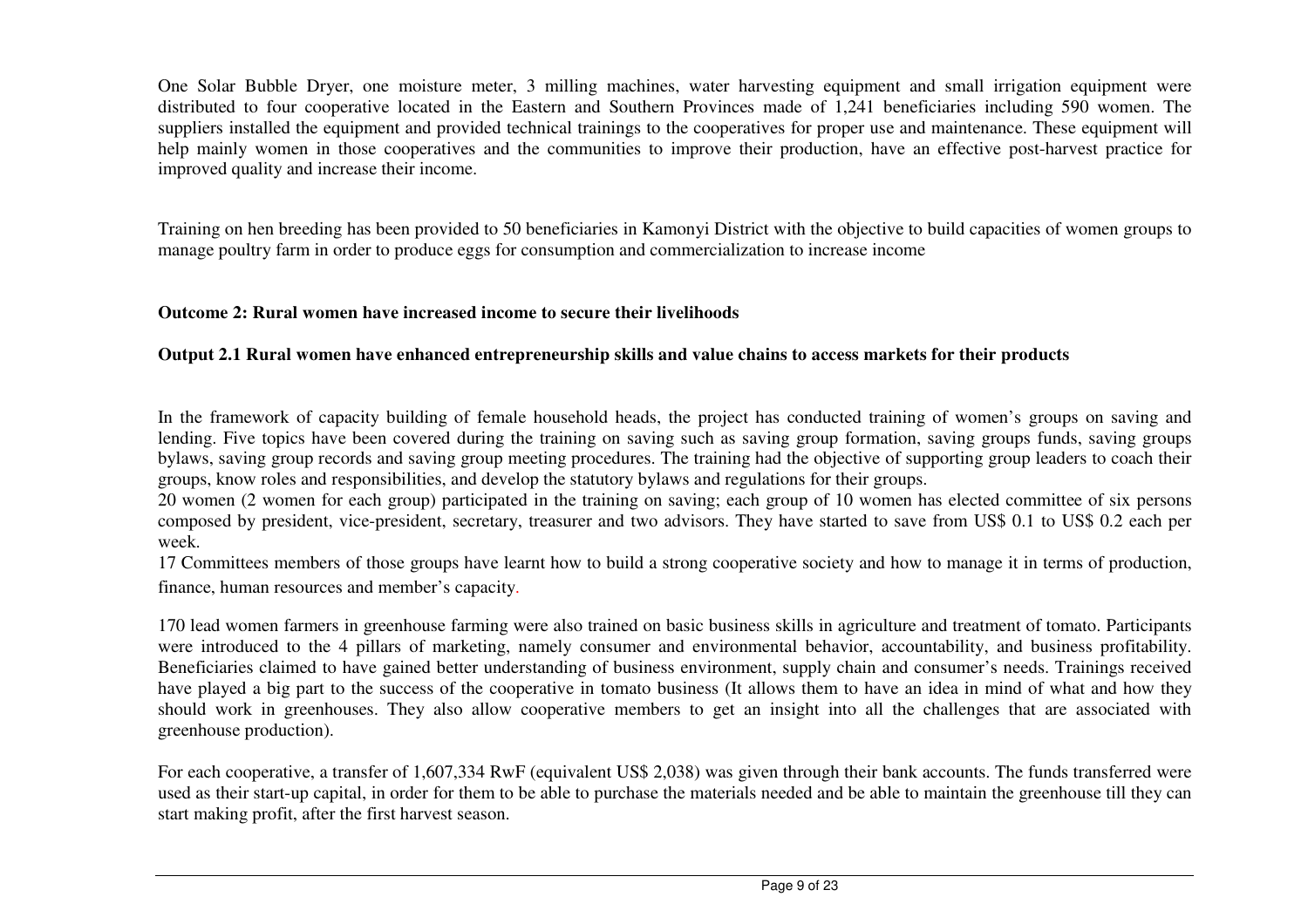One Solar Bubble Dryer, one moisture meter, 3 milling machines, water harvesting equipment and small irrigation equipment were distributed to four cooperative located in the Eastern and Southern Provinces made of 1,241 beneficiaries including 590 women. The suppliers installed the equipment and provided technical trainings to the cooperatives for proper use and maintenance. These equipment will help mainly women in those cooperatives and the communities to improve their production, have an effective post-harvest practice for improved quality and increase their income.

Training on hen breeding has been provided to 50 beneficiaries in Kamonyi District with the objective to build capacities of women groups to manage poultry farm in order to produce eggs for consumption and commercialization to increase income

**Outcome 2: Rural women have increased income to secure their livelihoods**

**Output 2.1 Rural women have enhanced entrepreneurship skills and value chains to access markets for their products**

In the framework of capacity building of female household heads, the project has conducted training of women's groups on saving and lending. Five topics have been covered during the training on saving such as saving group formation, saving groups funds, saving groups bylaws, saving group records and saving group meeting procedures. The training had the objective of supporting group leaders to coach their groups, know roles and responsibilities, and develop the statutory bylaws and regulations for their groups.

20 women (2 women for each group) participated in the training on saving; each group of 10 women has elected committee of six persons composed by president, vice-president, secretary, treasurer and two advisors. They have started to save from US$ 0.1 to US$ 0.2 each per week.

17 Committees members of those groups have learnt how to build a strong cooperative society and how to manage it in terms of production, finance, human resources and member's capacity.

170 lead women farmers in greenhouse farming were also trained on basic business skills in agriculture and treatment of tomato. Participants were introduced to the 4 pillars of marketing, namely consumer and environmental behavior, accountability, and business profitability. Beneficiaries claimed to have gained better understanding of business environment, supply chain and consumer's needs. Trainings received have played a big part to the success of the cooperative in tomato business (It allows them to have an idea in mind of what and how they should work in greenhouses. They also allow cooperative members to get an insight into all the challenges that are associated with greenhouse production).

For each cooperative, a transfer of 1,607,334 RwF (equivalent US$ 2,038) was given through their bank accounts. The funds transferred were used as their start-up capital, in order for them to be able to purchase the materials needed and be able to maintain the greenhouse till they can start making profit, after the first harvest season.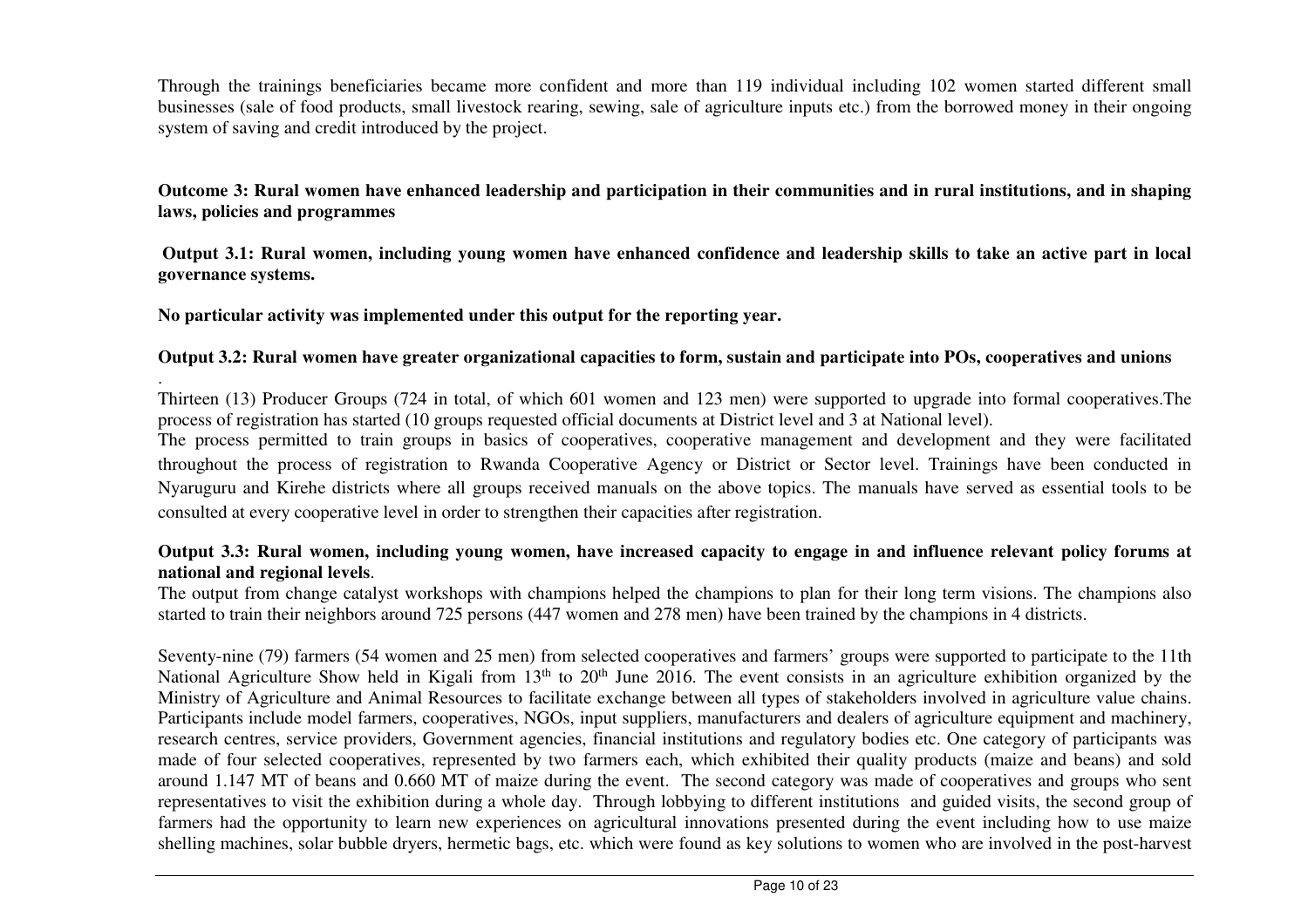Through the trainings beneficiaries became more confident and more than 119 individual including 102 women started different small businesses (sale of food products, small livestock rearing, sewing, sale of agriculture inputs etc.) from the borrowed money in their ongoing system of saving and credit introduced by the project.

**Outcome 3: Rural women have enhanced leadership and participation in their communities and in rural institutions, and in shaping laws, policies and programmes**

**Output 3.1: Rural women, including young women have enhanced confidence and leadership skills to take an active part in local governance systems.**

**No particular activity was implemented under this output for the reporting year.**

**Output 3.2: Rural women have greater organizational capacities to form, sustain and participate into POs, cooperatives and unions**

.

Thirteen (13) Producer Groups (724 in total, of which 601 women and 123 men) were supported to upgrade into formal cooperatives.The process of registration has started (10 groups requested official documents at District level and 3 at National level).

The process permitted to train groups in basics of cooperatives, cooperative management and development and they were facilitated throughout the process of registration to Rwanda Cooperative Agency or District or Sector level. Trainings have been conducted in Nyaruguru and Kirehe districts where all groups received manuals on the above topics. The manuals have served as essential tools to be consulted at every cooperative level in order to strengthen their capacities after registration.

**Output 3.3: Rural women, including young women, have increased capacity to engage in and influence relevant policy forums at national and regional levels**.

The output from change catalyst workshops with champions helped the champions to plan for their long term visions. The champions also started to train their neighbors around 725 persons (447 women and 278 men) have been trained by the champions in 4 districts.

Seventy-nine (79) farmers (54 women and 25 men) from selected cooperatives and farmers' groups were supported to participate to the 11th National Agriculture Show held in Kigali from 13th to 20th June 2016. The event consists in an agriculture exhibition organized by the Ministry of Agriculture and Animal Resources to facilitate exchange between all types of stakeholders involved in agriculture value chains. Participants include model farmers, cooperatives, NGOs, input suppliers, manufacturers and dealers of agriculture equipment and machinery, research centres, service providers, Government agencies, financial institutions and regulatory bodies etc. One category of participants was made of four selected cooperatives, represented by two farmers each, which exhibited their quality products (maize and beans) and sold around 1.147 MT of beans and 0.660 MT of maize during the event. The second category was made of cooperatives and groups who sent representatives to visit the exhibition during a whole day. Through lobbying to different institutions and guided visits, the second group of farmers had the opportunity to learn new experiences on agricultural innovations presented during the event including how to use maize shelling machines, solar bubble dryers, hermetic bags, etc. which were found as key solutions to women who are involved in the post-harvest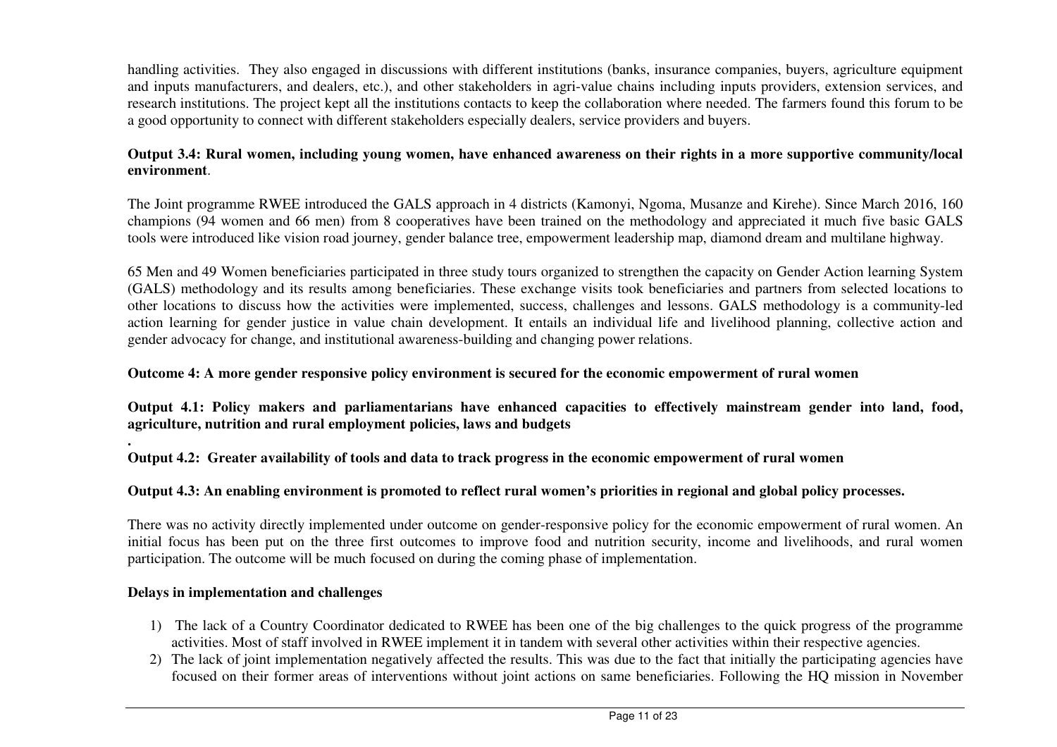handling activities. They also engaged in discussions with different institutions (banks, insurance companies, buyers, agriculture equipment and inputs manufacturers, and dealers, etc.), and other stakeholders in agri-value chains including inputs providers, extension services, and research institutions. The project kept all the institutions contacts to keep the collaboration where needed. The farmers found this forum to be a good opportunity to connect with different stakeholders especially dealers, service providers and buyers.

**Output 3.4: Rural women, including young women, have enhanced awareness on their rights in a more supportive community/local environment**.

The Joint programme RWEE introduced the GALS approach in 4 districts (Kamonyi, Ngoma, Musanze and Kirehe). Since March 2016, 160 champions (94 women and 66 men) from 8 cooperatives have been trained on the methodology and appreciated it much five basic GALS tools were introduced like vision road journey, gender balance tree, empowerment leadership map, diamond dream and multilane highway.

65 Men and 49 Women beneficiaries participated in three study tours organized to strengthen the capacity on Gender Action learning System (GALS) methodology and its results among beneficiaries. These exchange visits took beneficiaries and partners from selected locations to other locations to discuss how the activities were implemented, success, challenges and lessons. GALS methodology is a community-led action learning for gender justice in value chain development. It entails an individual life and livelihood planning, collective action and gender advocacy for change, and institutional awareness-building and changing power relations.

**Outcome 4: A more gender responsive policy environment is secured for the economic empowerment of rural women**

**Output 4.1: Policy makers and parliamentarians have enhanced capacities to effectively mainstream gender into land, food, agriculture, nutrition and rural employment policies, laws and budgets**

.

**Output 4.2: Greater availability of tools and data to track progress in the economic empowerment of rural women**

**Output 4.3: An enabling environment is promoted to reflect rural women's priorities in regional and global policy processes.**

There was no activity directly implemented under outcome on gender-responsive policy for the economic empowerment of rural women. An initial focus has been put on the three first outcomes to improve food and nutrition security, income and livelihoods, and rural women participation. The outcome will be much focused on during the coming phase of implementation.

**Delays in implementation and challenges**

1) The lack of a Country Coordinator dedicated to RWEE has been one of the big challenges to the quick progress of the programme activities. Most of staff involved in RWEE implement it in tandem with several other activities within their respective agencies.
2) The lack of joint implementation negatively affected the results. This was due to the fact that initially the participating agencies have focused on their former areas of interventions without joint actions on same beneficiaries. Following the HQ mission in November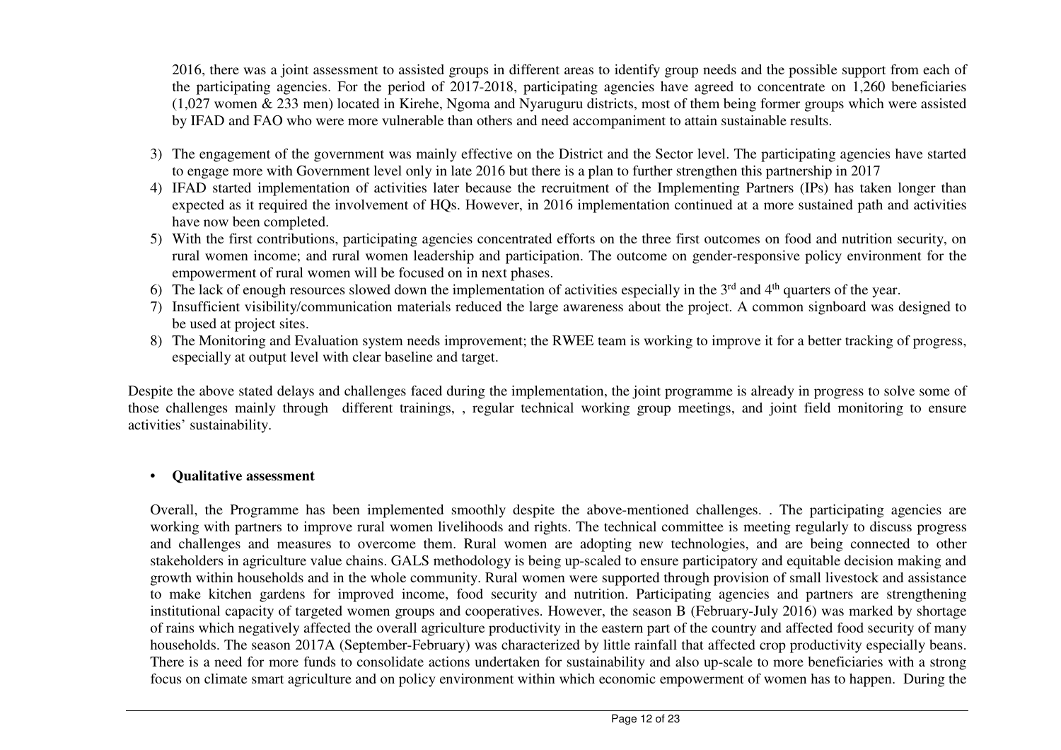2016, there was a joint assessment to assisted groups in different areas to identify group needs and the possible support from each of the participating agencies. For the period of 2017-2018, participating agencies have agreed to concentrate on 1,260 beneficiaries (1,027 women & 233 men) located in Kirehe, Ngoma and Nyaruguru districts, most of them being former groups which were assisted by IFAD and FAO who were more vulnerable than others and need accompaniment to attain sustainable results.

3) The engagement of the government was mainly effective on the District and the Sector level. The participating agencies have started to engage more with Government level only in late 2016 but there is a plan to further strengthen this partnership in 2017
4) IFAD started implementation of activities later because the recruitment of the Implementing Partners (IPs) has taken longer than expected as it required the involvement of HQs. However, in 2016 implementation continued at a more sustained path and activities have now been completed.
5) With the first contributions, participating agencies concentrated efforts on the three first outcomes on food and nutrition security, on rural women income; and rural women leadership and participation. The outcome on gender-responsive policy environment for the empowerment of rural women will be focused on in next phases.
6) The lack of enough resources slowed down the implementation of activities especially in the 3rd and 4th quarters of the year.
7) Insufficient visibility/communication materials reduced the large awareness about the project. A common signboard was designed to be used at project sites.
8) The Monitoring and Evaluation system needs improvement; the RWEE team is working to improve it for a better tracking of progress, especially at output level with clear baseline and target.

Despite the above stated delays and challenges faced during the implementation, the joint programme is already in progress to solve some of those challenges mainly through different trainings, , regular technical working group meetings, and joint field monitoring to ensure activities' sustainability.

- **Qualitative assessment**

Overall, the Programme has been implemented smoothly despite the above-mentioned challenges. . The participating agencies are working with partners to improve rural women livelihoods and rights. The technical committee is meeting regularly to discuss progress and challenges and measures to overcome them. Rural women are adopting new technologies, and are being connected to other stakeholders in agriculture value chains. GALS methodology is being up-scaled to ensure participatory and equitable decision making and growth within households and in the whole community. Rural women were supported through provision of small livestock and assistance to make kitchen gardens for improved income, food security and nutrition. Participating agencies and partners are strengthening institutional capacity of targeted women groups and cooperatives. However, the season B (February-July 2016) was marked by shortage of rains which negatively affected the overall agriculture productivity in the eastern part of the country and affected food security of many households. The season 2017A (September-February) was characterized by little rainfall that affected crop productivity especially beans. There is a need for more funds to consolidate actions undertaken for sustainability and also up-scale to more beneficiaries with a strong focus on climate smart agriculture and on policy environment within which economic empowerment of women has to happen. During the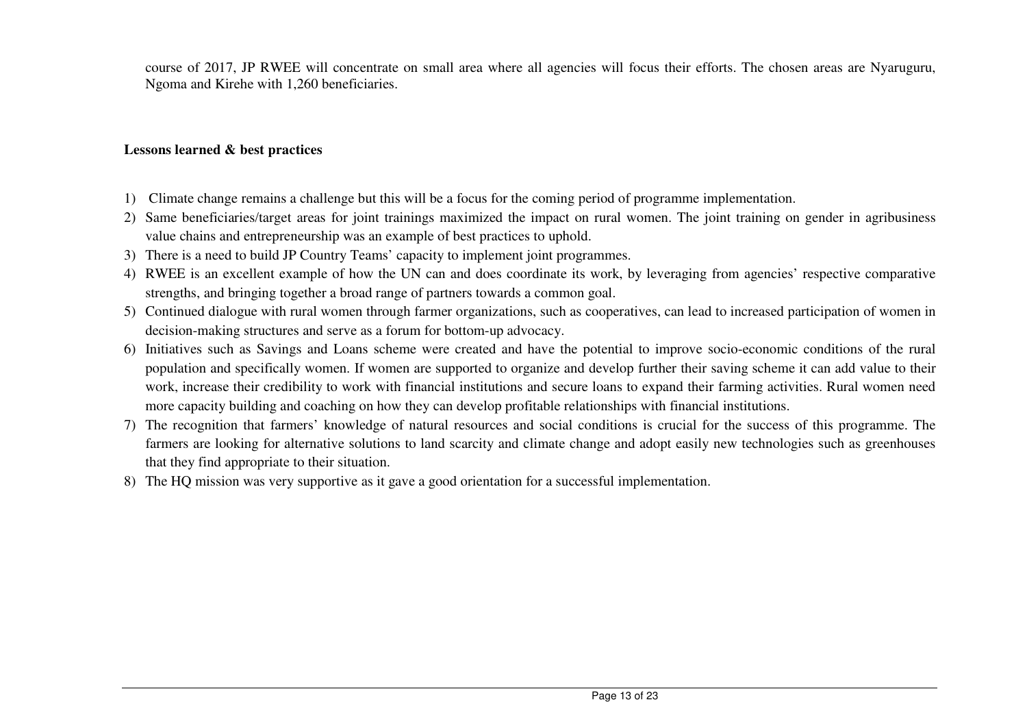course of 2017, JP RWEE will concentrate on small area where all agencies will focus their efforts. The chosen areas are Nyaruguru, Ngoma and Kirehe with 1,260 beneficiaries.

**Lessons learned & best practices**

1) Climate change remains a challenge but this will be a focus for the coming period of programme implementation.
2) Same beneficiaries/target areas for joint trainings maximized the impact on rural women. The joint training on gender in agribusiness value chains and entrepreneurship was an example of best practices to uphold.
3) There is a need to build JP Country Teams' capacity to implement joint programmes.
4) RWEE is an excellent example of how the UN can and does coordinate its work, by leveraging from agencies' respective comparative strengths, and bringing together a broad range of partners towards a common goal.
5) Continued dialogue with rural women through farmer organizations, such as cooperatives, can lead to increased participation of women in decision-making structures and serve as a forum for bottom-up advocacy.
6) Initiatives such as Savings and Loans scheme were created and have the potential to improve socio-economic conditions of the rural population and specifically women. If women are supported to organize and develop further their saving scheme it can add value to their work, increase their credibility to work with financial institutions and secure loans to expand their farming activities. Rural women need more capacity building and coaching on how they can develop profitable relationships with financial institutions.
7) The recognition that farmers' knowledge of natural resources and social conditions is crucial for the success of this programme. The farmers are looking for alternative solutions to land scarcity and climate change and adopt easily new technologies such as greenhouses that they find appropriate to their situation.
8) The HQ mission was very supportive as it gave a good orientation for a successful implementation.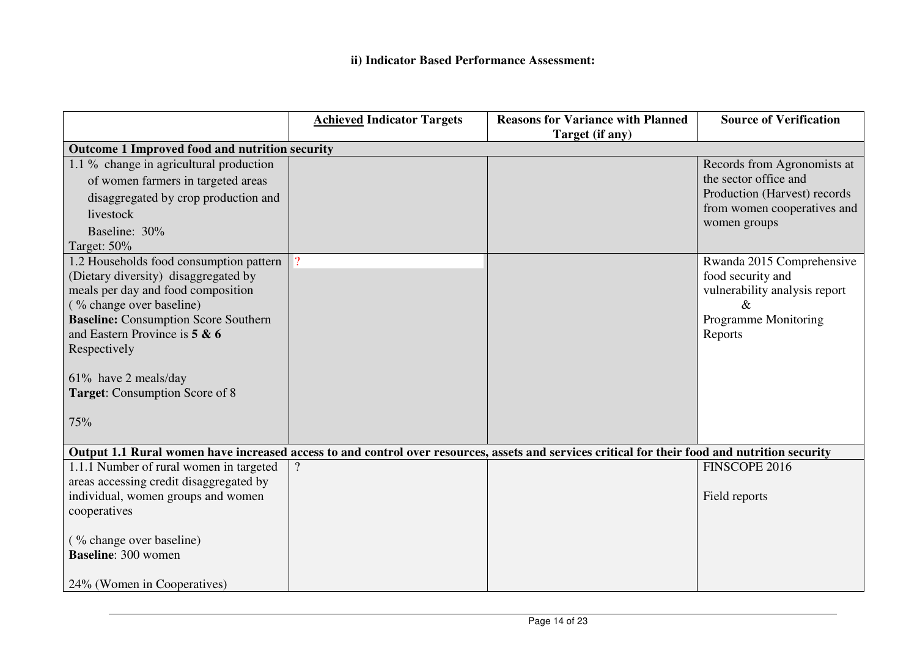**ii) Indicator Based Performance Assessment:**

| | **Achieved Indicator Targets** | **Reasons for Variance with Planned Target (if any)** | **Source of Verification** |
|---|---|---|---|
| **Outcome 1 Improved food and nutrition security** | | | |
| 1.1 % change in agricultural production of women farmers in targeted areas disaggregated by crop production and livestock<br>Baseline: 30%<br>Target: 50% | | | Records from Agronomists at the sector office and Production (Harvest) records from women cooperatives and women groups |
| 1.2 Households food consumption pattern (Dietary diversity) disaggregated by meals per day and food composition<br>( % change over baseline)<br>**Baseline:** Consumption Score Southern and Eastern Province is **5 & 6** Respectively<br><br>61% have 2 meals/day<br>**Target**: Consumption Score of 8<br><br>75% | ? | | Rwanda 2015 Comprehensive food security and vulnerability analysis report<br>&<br>Programme Monitoring Reports |
| **Output 1.1 Rural women have increased access to and control over resources, assets and services critical for their food and nutrition security** | | | |
| 1.1.1 Number of rural women in targeted areas accessing credit disaggregated by individual, women groups and women cooperatives<br><br>( % change over baseline)<br>**Baseline**: 300 women<br><br>24% (Women in Cooperatives) | ? | | FINSCOPE 2016<br><br>Field reports |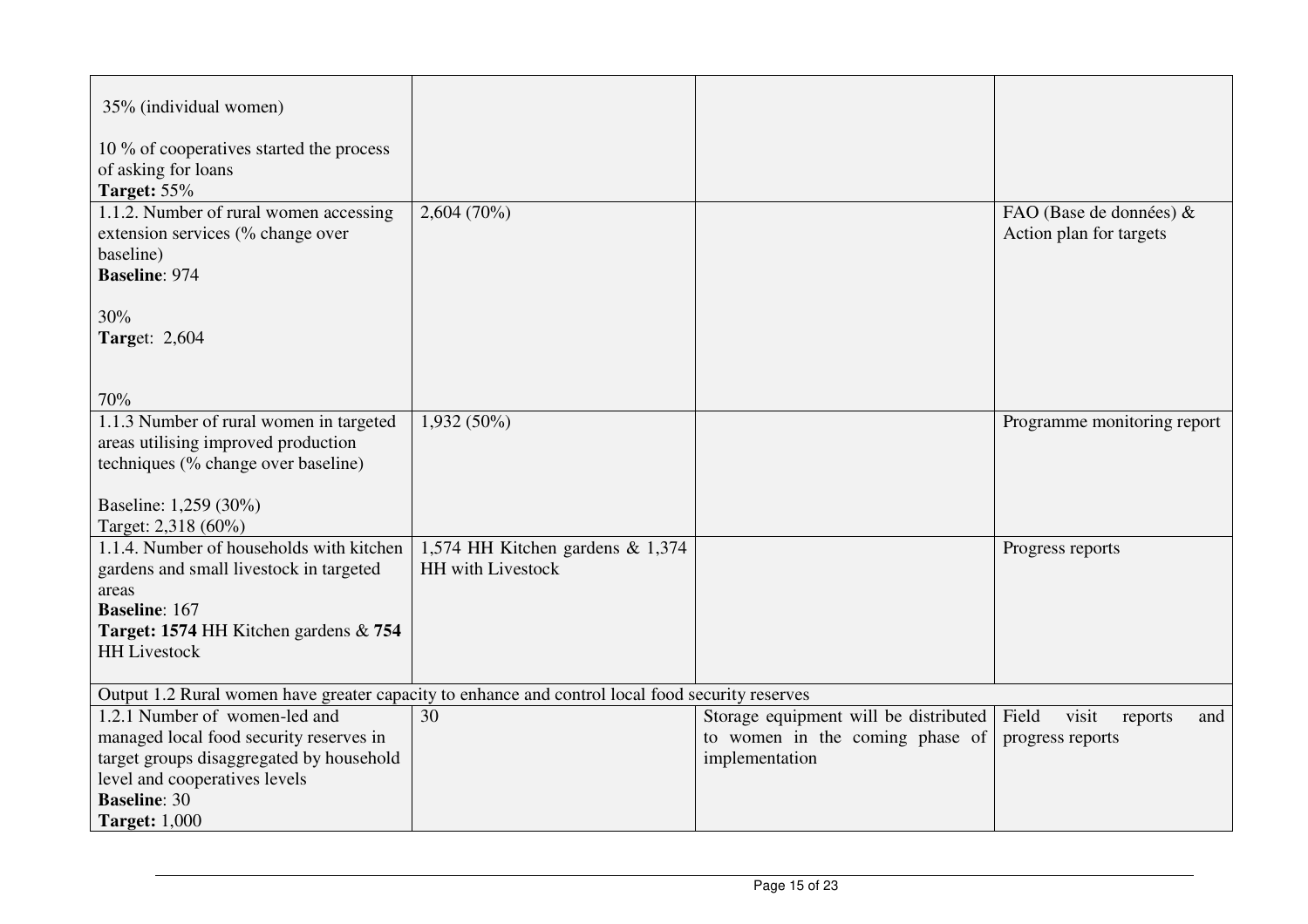| | | | |
|---|---|---|---|
| 35% (individual women)<br><br>10 % of cooperatives started the process of asking for loans<br>**Target:** 55% | | | |
| 1.1.2. Number of rural women accessing extension services (% change over baseline)<br>**Baseline**: 974<br><br>30%<br>**Targ**et: 2,604<br><br><br>70% | 2,604 (70%) | | FAO (Base de données) & Action plan for targets |
| 1.1.3 Number of rural women in targeted areas utilising improved production techniques (% change over baseline)<br><br>Baseline: 1,259 (30%)<br>Target: 2,318 (60%) | 1,932 (50%) | | Programme monitoring report |
| 1.1.4. Number of households with kitchen gardens and small livestock in targeted areas<br>**Baseline**: 167<br>**Target: 1574** HH Kitchen gardens & **754** HH Livestock | 1,574 HH Kitchen gardens & 1,374 HH with Livestock | | Progress reports |
| Output 1.2 Rural women have greater capacity to enhance and control local food security reserves | | | |
| 1.2.1 Number of women-led and managed local food security reserves in target groups disaggregated by household level and cooperatives levels<br>**Baseline**: 30<br>**Target:** 1,000 | 30 | Storage equipment will be distributed to women in the coming phase of implementation | Field visit reports and progress reports |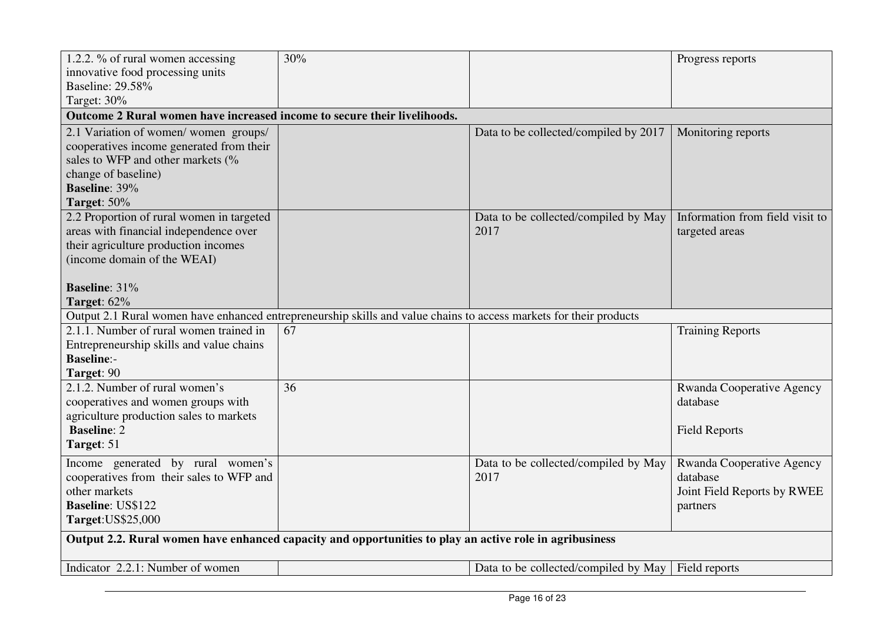| | | | |
|---|---|---|---|
| 1.2.2. % of rural women accessing innovative food processing units<br>Baseline: 29.58%<br>Target: 30% | 30% | | Progress reports |
| **Outcome 2 Rural women have increased income to secure their livelihoods.** | | | |
| 2.1 Variation of women/ women groups/ cooperatives income generated from their sales to WFP and other markets (% change of baseline)<br>**Baseline**: 39%<br>**Target**: 50% | | Data to be collected/compiled by 2017 | Monitoring reports |
| 2.2 Proportion of rural women in targeted areas with financial independence over their agriculture production incomes (income domain of the WEAI)<br><br>**Baseline**: 31%<br>**Target**: 62% | | Data to be collected/compiled by May 2017 | Information from field visit to targeted areas |
| Output 2.1 Rural women have enhanced entrepreneurship skills and value chains to access markets for their products | | | |
| 2.1.1. Number of rural women trained in Entrepreneurship skills and value chains<br>**Baseline**:-<br>**Target**: 90 | 67 | | Training Reports |
| 2.1.2. Number of rural women's cooperatives and women groups with agriculture production sales to markets<br>**Baseline**: 2<br>**Target**: 51 | 36 | | Rwanda Cooperative Agency database<br><br>Field Reports |
| Income generated by rural women's cooperatives from their sales to WFP and other markets<br>**Baseline**: US$122<br>**Target**:US$25,000 | | Data to be collected/compiled by May 2017 | Rwanda Cooperative Agency database<br>Joint Field Reports by RWEE partners |
| **Output 2.2. Rural women have enhanced capacity and opportunities to play an active role in agribusiness** | | | |
| Indicator 2.2.1: Number of women | | Data to be collected/compiled by May | Field reports |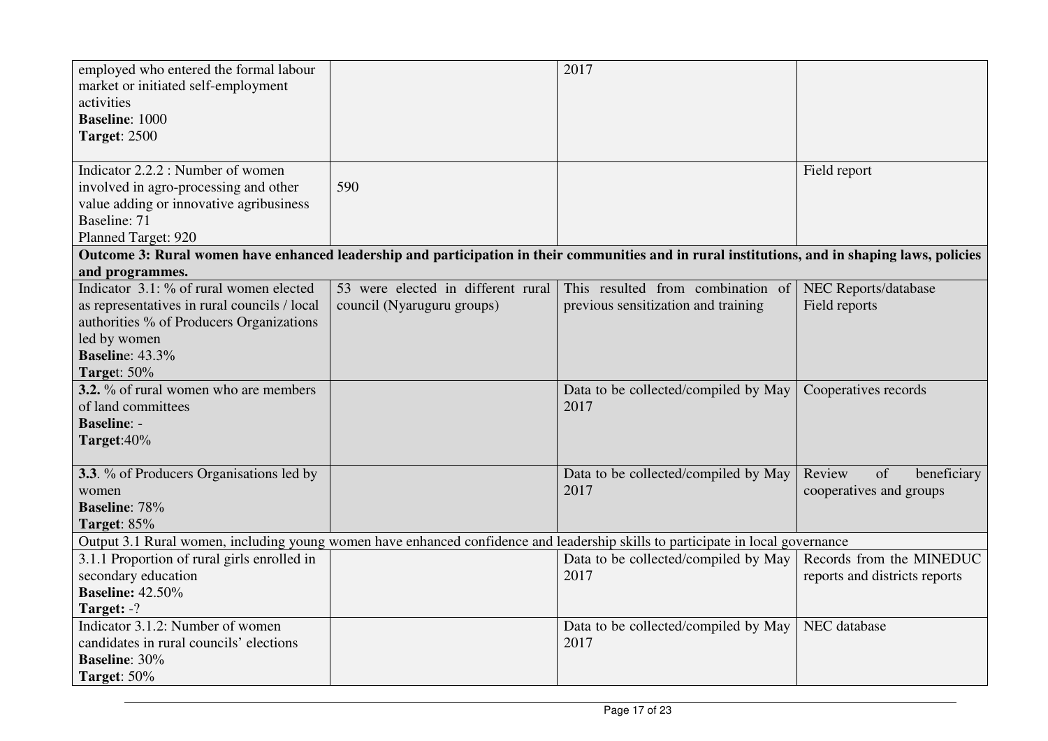| | | | |
|---|---|---|---|
| employed who entered the formal labour market or initiated self-employment activities<br>**Baseline**: 1000<br>**Target**: 2500 | | 2017 | |
| Indicator 2.2.2 : Number of women involved in agro-processing and other value adding or innovative agribusiness<br>Baseline: 71<br>Planned Target: 920 | 590 | | Field report |
| **Outcome 3: Rural women have enhanced leadership and participation in their communities and in rural institutions, and in shaping laws, policies and programmes.** | | | |
| Indicator 3.1: % of rural women elected as representatives in rural councils / local authorities % of Producers Organizations led by women<br>**Baseline**: 43.3%<br>**Target**: 50% | 53 were elected in different rural council (Nyaruguru groups) | This resulted from combination of previous sensitization and training | NEC Reports/database<br>Field reports |
| **3.2.** % of rural women who are members of land committees<br>**Baseline**: -<br>**Target**:40% | | Data to be collected/compiled by May 2017 | Cooperatives records |
| **3.3**. % of Producers Organisations led by women<br>**Baseline**: 78%<br>**Target**: 85% | | Data to be collected/compiled by May 2017 | Review of beneficiary cooperatives and groups |
| Output 3.1 Rural women, including young women have enhanced confidence and leadership skills to participate in local governance | | | |
| 3.1.1 Proportion of rural girls enrolled in secondary education<br>**Baseline:** 42.50%<br>**Target:** -? | | Data to be collected/compiled by May 2017 | Records from the MINEDUC reports and districts reports |
| Indicator 3.1.2: Number of women candidates in rural councils' elections<br>**Baseline**: 30%<br>**Target**: 50% | | Data to be collected/compiled by May 2017 | NEC database |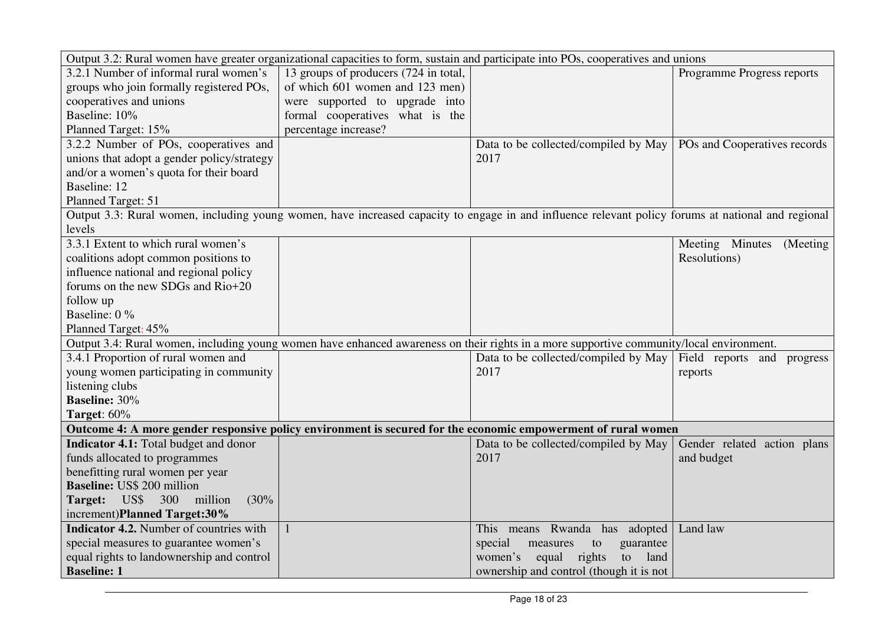| | | | |
|---|---|---|---|
| Output 3.2: Rural women have greater organizational capacities to form, sustain and participate into POs, cooperatives and unions | | | |
| 3.2.1 Number of informal rural women's groups who join formally registered POs, cooperatives and unions<br>Baseline: 10%<br>Planned Target: 15% | 13 groups of producers (724 in total, of which 601 women and 123 men) were supported to upgrade into formal cooperatives what is the percentage increase? | | Programme Progress reports |
| 3.2.2 Number of POs, cooperatives and unions that adopt a gender policy/strategy and/or a women's quota for their board<br>Baseline: 12<br>Planned Target: 51 | | Data to be collected/compiled by May 2017 | POs and Cooperatives records |
| Output 3.3: Rural women, including young women, have increased capacity to engage in and influence relevant policy forums at national and regional levels | | | |
| 3.3.1 Extent to which rural women's coalitions adopt common positions to influence national and regional policy forums on the new SDGs and Rio+20 follow up<br>Baseline: 0 %<br>Planned Target: 45% | | | Meeting Minutes (Meeting Resolutions) |
| Output 3.4: Rural women, including young women have enhanced awareness on their rights in a more supportive community/local environment. | | | |
| 3.4.1 Proportion of rural women and young women participating in community listening clubs<br>**Baseline:** 30%<br>**Target**: 60% | | Data to be collected/compiled by May 2017 | Field reports and progress reports |
| **Outcome 4: A more gender responsive policy environment is secured for the economic empowerment of rural women** | | | |
| **Indicator 4.1:** Total budget and donor funds allocated to programmes benefitting rural women per year<br>**Baseline:** US$ 200 million<br>**Target:** US$ 300 million (30% increment)**Planned Target:30%** | | Data to be collected/compiled by May 2017 | Gender related action plans and budget |
| **Indicator 4.2.** Number of countries with special measures to guarantee women's equal rights to landownership and control<br>**Baseline: 1** | 1 | This means Rwanda has adopted special measures to guarantee women's equal rights to land ownership and control (though it is not | Land law |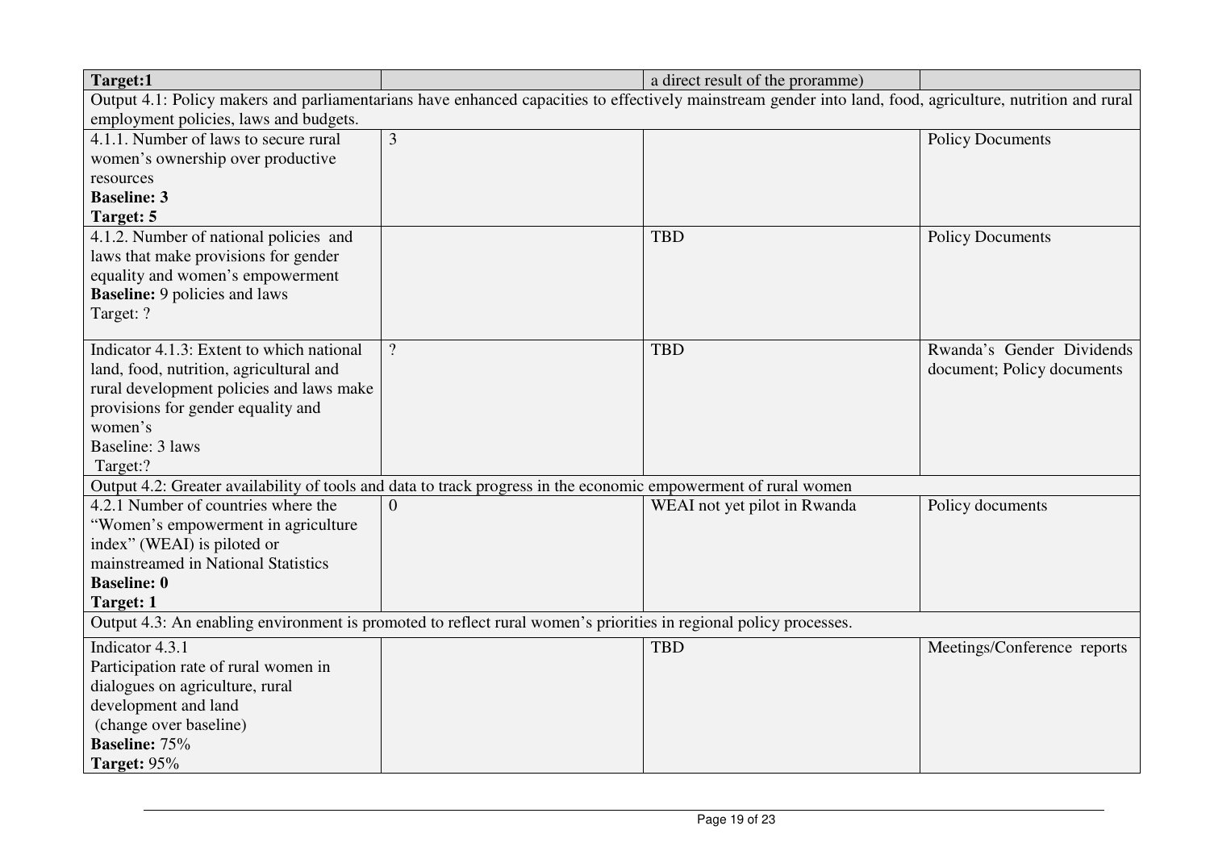| | | | |
|---|---|---|---|
| **Target:1** | | a direct result of the proramme) | |
| Output 4.1: Policy makers and parliamentarians have enhanced capacities to effectively mainstream gender into land, food, agriculture, nutrition and rural employment policies, laws and budgets. | | | |
| 4.1.1. Number of laws to secure rural women's ownership over productive resources<br>**Baseline: 3**<br>**Target: 5** | 3 | | Policy Documents |
| 4.1.2. Number of national policies and laws that make provisions for gender equality and women's empowerment<br>**Baseline:** 9 policies and laws<br>Target: ? | | TBD | Policy Documents |
| Indicator 4.1.3: Extent to which national land, food, nutrition, agricultural and rural development policies and laws make provisions for gender equality and women's<br>Baseline: 3 laws<br>Target:? | ? | TBD | Rwanda's Gender Dividends document; Policy documents |
| Output 4.2: Greater availability of tools and data to track progress in the economic empowerment of rural women | | | |
| 4.2.1 Number of countries where the "Women's empowerment in agriculture index" (WEAI) is piloted or mainstreamed in National Statistics<br>**Baseline: 0**<br>**Target: 1** | 0 | WEAI not yet pilot in Rwanda | Policy documents |
| Output 4.3: An enabling environment is promoted to reflect rural women's priorities in regional policy processes. | | | |
| Indicator 4.3.1<br>Participation rate of rural women in dialogues on agriculture, rural development and land<br>(change over baseline)<br>**Baseline:** 75%<br>**Target:** 95% | | TBD | Meetings/Conference reports |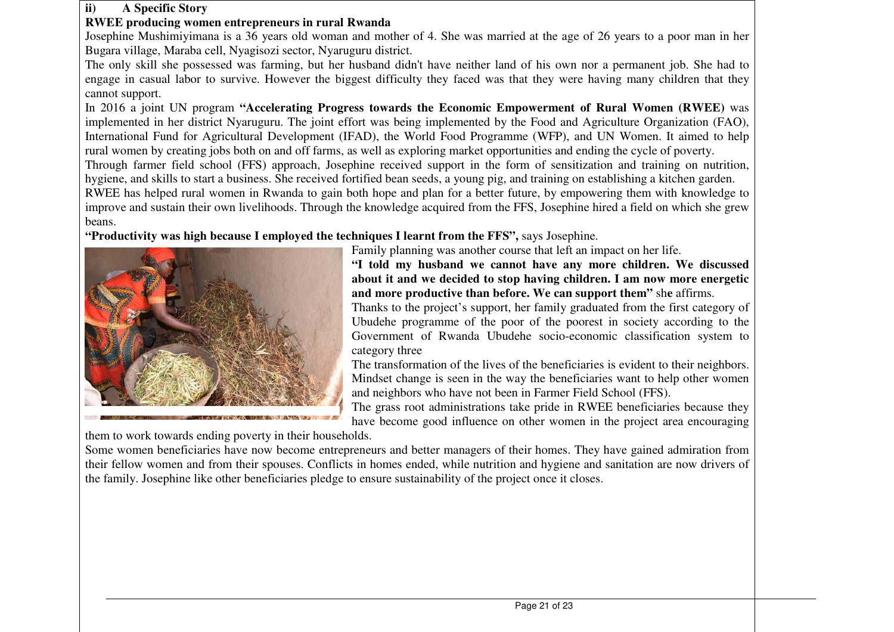### ii) A Specific Story

**RWEE producing women entrepreneurs in rural Rwanda**

Josephine Mushimiyimana is a 36 years old woman and mother of 4. She was married at the age of 26 years to a poor man in her Bugara village, Maraba cell, Nyagisozi sector, Nyaruguru district.

The only skill she possessed was farming, but her husband didn't have neither land of his own nor a permanent job. She had to engage in casual labor to survive. However the biggest difficulty they faced was that they were having many children that they cannot support.

In 2016 a joint UN program **"Accelerating Progress towards the Economic Empowerment of Rural Women (RWEE)** was implemented in her district Nyaruguru. The joint effort was being implemented by the Food and Agriculture Organization (FAO), International Fund for Agricultural Development (IFAD), the World Food Programme (WFP), and UN Women. It aimed to help rural women by creating jobs both on and off farms, as well as exploring market opportunities and ending the cycle of poverty.

Through farmer field school (FFS) approach, Josephine received support in the form of sensitization and training on nutrition, hygiene, and skills to start a business. She received fortified bean seeds, a young pig, and training on establishing a kitchen garden.

RWEE has helped rural women in Rwanda to gain both hope and plan for a better future, by empowering them with knowledge to improve and sustain their own livelihoods. Through the knowledge acquired from the FFS, Josephine hired a field on which she grew beans.

**"Productivity was high because I employed the techniques I learnt from the FFS",** says Josephine.

Family planning was another course that left an impact on her life.

**"I told my husband we cannot have any more children. We discussed about it and we decided to stop having children. I am now more energetic and more productive than before. We can support them"** she affirms.

Thanks to the project's support, her family graduated from the first category of Ubudehe programme of the poor of the poorest in society according to the Government of Rwanda Ubudehe socio-economic classification system to category three

The transformation of the lives of the beneficiaries is evident to their neighbors. Mindset change is seen in the way the beneficiaries want to help other women and neighbors who have not been in Farmer Field School (FFS).

The grass root administrations take pride in RWEE beneficiaries because they have become good influence on other women in the project area encouraging them to work towards ending poverty in their households.

Some women beneficiaries have now become entrepreneurs and better managers of their homes. They have gained admiration from their fellow women and from their spouses. Conflicts in homes ended, while nutrition and hygiene and sanitation are now drivers of the family. Josephine like other beneficiaries pledge to ensure sustainability of the project once it closes.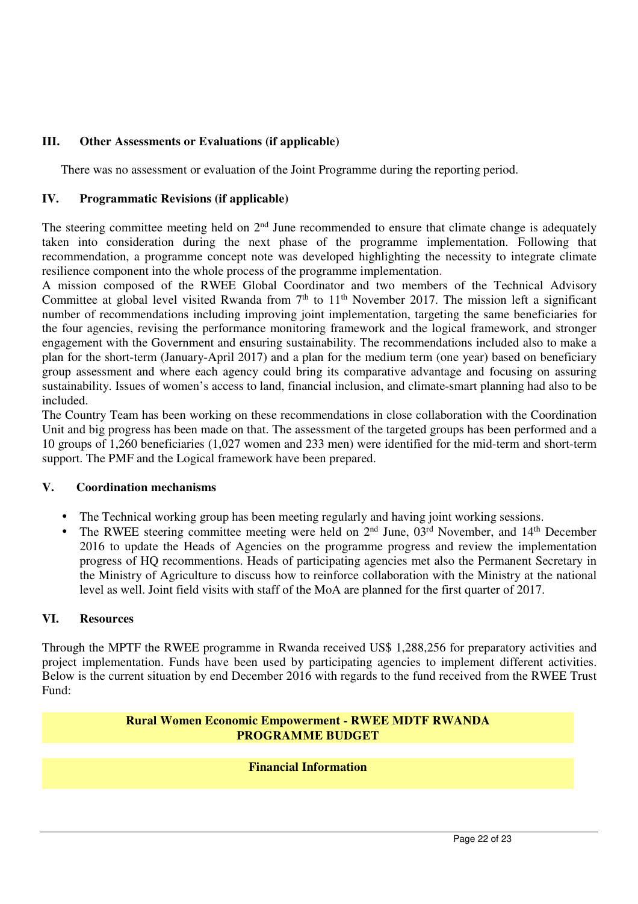## III. Other Assessments or Evaluations (if applicable)

There was no assessment or evaluation of the Joint Programme during the reporting period.

## IV. Programmatic Revisions (if applicable)

The steering committee meeting held on 2nd June recommended to ensure that climate change is adequately taken into consideration during the next phase of the programme implementation. Following that recommendation, a programme concept note was developed highlighting the necessity to integrate climate resilience component into the whole process of the programme implementation.

A mission composed of the RWEE Global Coordinator and two members of the Technical Advisory Committee at global level visited Rwanda from 7th to 11th November 2017. The mission left a significant number of recommendations including improving joint implementation, targeting the same beneficiaries for the four agencies, revising the performance monitoring framework and the logical framework, and stronger engagement with the Government and ensuring sustainability. The recommendations included also to make a plan for the short-term (January-April 2017) and a plan for the medium term (one year) based on beneficiary group assessment and where each agency could bring its comparative advantage and focusing on assuring sustainability. Issues of women's access to land, financial inclusion, and climate-smart planning had also to be included.

The Country Team has been working on these recommendations in close collaboration with the Coordination Unit and big progress has been made on that. The assessment of the targeted groups has been performed and a 10 groups of 1,260 beneficiaries (1,027 women and 233 men) were identified for the mid-term and short-term support. The PMF and the Logical framework have been prepared.

## V. Coordination mechanisms

- The Technical working group has been meeting regularly and having joint working sessions.
- The RWEE steering committee meeting were held on 2nd June, 03rd November, and 14th December 2016 to update the Heads of Agencies on the programme progress and review the implementation progress of HQ recommentions. Heads of participating agencies met also the Permanent Secretary in the Ministry of Agriculture to discuss how to reinforce collaboration with the Ministry at the national level as well. Joint field visits with staff of the MoA are planned for the first quarter of 2017.

## VI. Resources

Through the MPTF the RWEE programme in Rwanda received US$ 1,288,256 for preparatory activities and project implementation. Funds have been used by participating agencies to implement different activities. Below is the current situation by end December 2016 with regards to the fund received from the RWEE Trust Fund:

**Rural Women Economic Empowerment - RWEE MDTF RWANDA PROGRAMME BUDGET**

**Financial Information**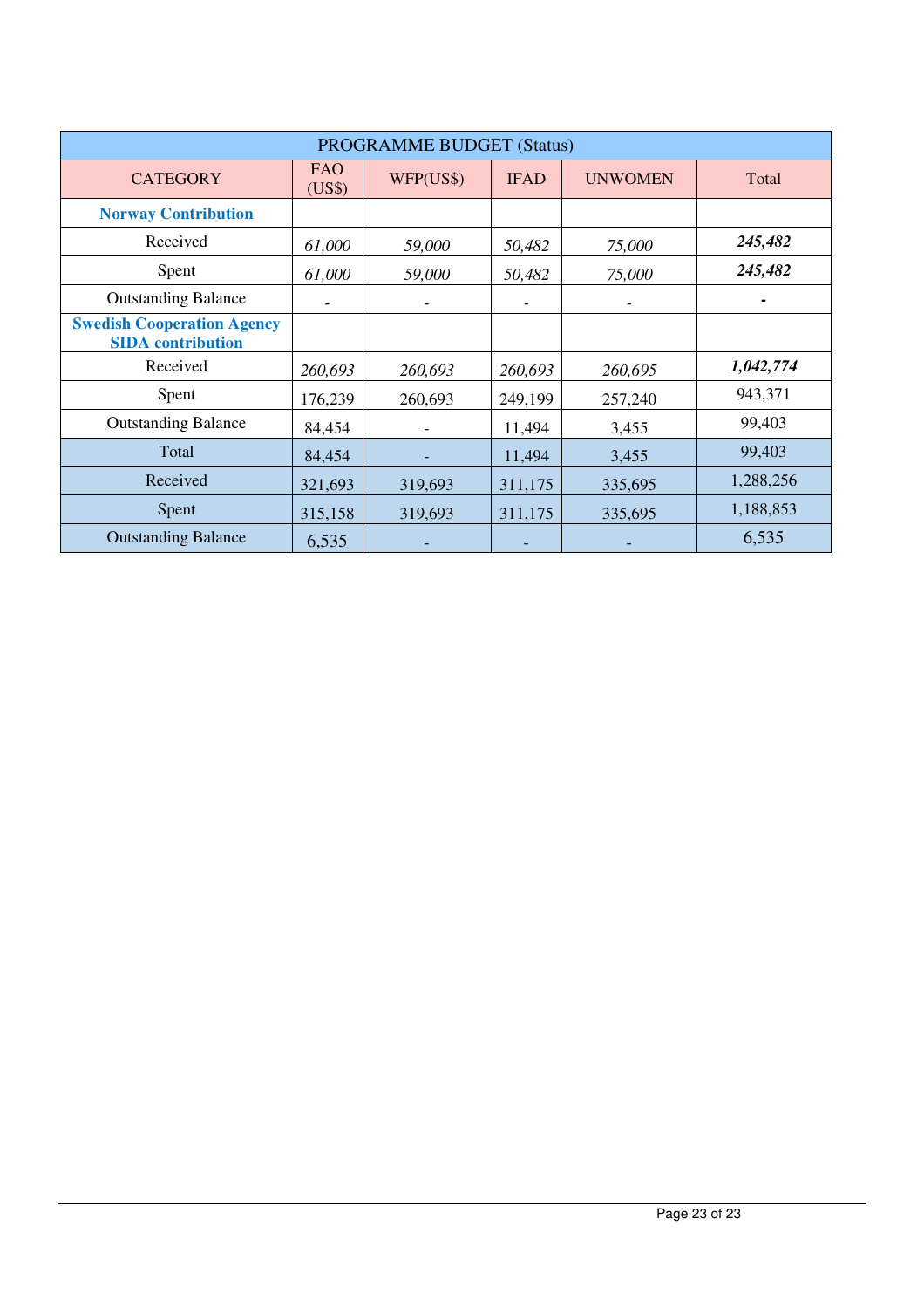| PROGRAMME BUDGET (Status) | | | | | |
|---|---|---|---|---|---|
| CATEGORY | FAO (US$) | WFP(US$) | IFAD | UNWOMEN | Total |
| **Norway Contribution** | | | | | |
| Received | *61,000* | *59,000* | *50,482* | *75,000* | ***245,482*** |
| Spent | *61,000* | *59,000* | *50,482* | *75,000* | ***245,482*** |
| Outstanding Balance | - | - | - | - | **-** |
| **Swedish Cooperation Agency SIDA contribution** | | | | | |
| Received | *260,693* | *260,693* | *260,693* | *260,695* | ***1,042,774*** |
| Spent | 176,239 | 260,693 | 249,199 | 257,240 | 943,371 |
| Outstanding Balance | 84,454 | - | 11,494 | 3,455 | 99,403 |
| Total | 84,454 | - | 11,494 | 3,455 | 99,403 |
| Received | 321,693 | 319,693 | 311,175 | 335,695 | 1,288,256 |
| Spent | 315,158 | 319,693 | 311,175 | 335,695 | 1,188,853 |
| Outstanding Balance | 6,535 | - | - | - | 6,535 |